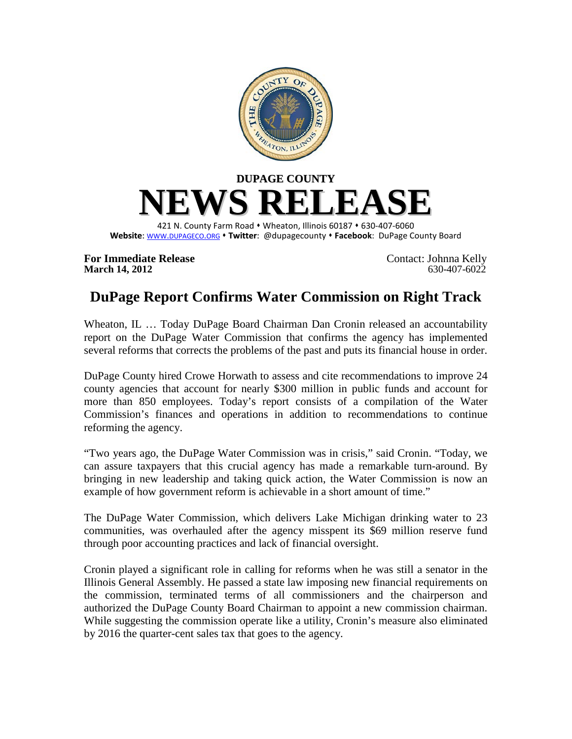**DUPAGE COUNTY**

# NEWS RELEASE

421 N. County Farm Road • Wheaton, Illinois 60187 • 630-407-6060
**Website**: WWW.DUPAGECO.ORG • **Twitter**: @dupagecounty • **Facebook**: DuPage County Board

**For Immediate Release**
**March 14, 2012**

Contact: Johnna Kelly
630-407-6022

## DuPage Report Confirms Water Commission on Right Track

Wheaton, IL … Today DuPage Board Chairman Dan Cronin released an accountability report on the DuPage Water Commission that confirms the agency has implemented several reforms that corrects the problems of the past and puts its financial house in order.

DuPage County hired Crowe Horwath to assess and cite recommendations to improve 24 county agencies that account for nearly $300 million in public funds and account for more than 850 employees. Today's report consists of a compilation of the Water Commission's finances and operations in addition to recommendations to continue reforming the agency.

"Two years ago, the DuPage Water Commission was in crisis," said Cronin. "Today, we can assure taxpayers that this crucial agency has made a remarkable turn-around. By bringing in new leadership and taking quick action, the Water Commission is now an example of how government reform is achievable in a short amount of time."

The DuPage Water Commission, which delivers Lake Michigan drinking water to 23 communities, was overhauled after the agency misspent its $69 million reserve fund through poor accounting practices and lack of financial oversight.

Cronin played a significant role in calling for reforms when he was still a senator in the Illinois General Assembly. He passed a state law imposing new financial requirements on the commission, terminated terms of all commissioners and the chairperson and authorized the DuPage County Board Chairman to appoint a new commission chairman. While suggesting the commission operate like a utility, Cronin's measure also eliminated by 2016 the quarter-cent sales tax that goes to the agency.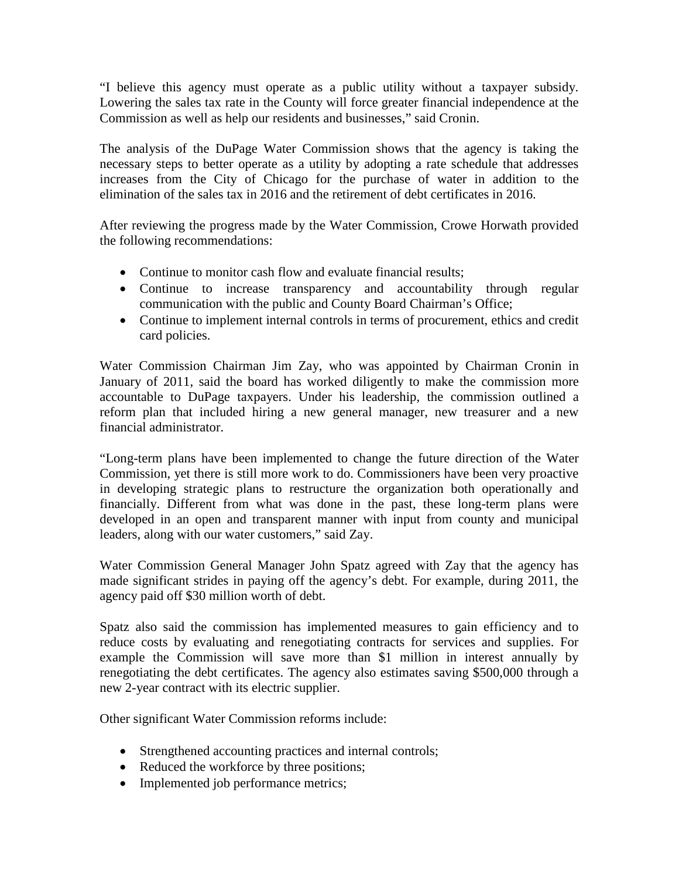"I believe this agency must operate as a public utility without a taxpayer subsidy. Lowering the sales tax rate in the County will force greater financial independence at the Commission as well as help our residents and businesses," said Cronin.

The analysis of the DuPage Water Commission shows that the agency is taking the necessary steps to better operate as a utility by adopting a rate schedule that addresses increases from the City of Chicago for the purchase of water in addition to the elimination of the sales tax in 2016 and the retirement of debt certificates in 2016.

After reviewing the progress made by the Water Commission, Crowe Horwath provided the following recommendations:

- Continue to monitor cash flow and evaluate financial results;
- Continue to increase transparency and accountability through regular communication with the public and County Board Chairman's Office;
- Continue to implement internal controls in terms of procurement, ethics and credit card policies.

Water Commission Chairman Jim Zay, who was appointed by Chairman Cronin in January of 2011, said the board has worked diligently to make the commission more accountable to DuPage taxpayers. Under his leadership, the commission outlined a reform plan that included hiring a new general manager, new treasurer and a new financial administrator.

"Long-term plans have been implemented to change the future direction of the Water Commission, yet there is still more work to do. Commissioners have been very proactive in developing strategic plans to restructure the organization both operationally and financially. Different from what was done in the past, these long-term plans were developed in an open and transparent manner with input from county and municipal leaders, along with our water customers," said Zay.

Water Commission General Manager John Spatz agreed with Zay that the agency has made significant strides in paying off the agency's debt. For example, during 2011, the agency paid off $30 million worth of debt.

Spatz also said the commission has implemented measures to gain efficiency and to reduce costs by evaluating and renegotiating contracts for services and supplies. For example the Commission will save more than $1 million in interest annually by renegotiating the debt certificates. The agency also estimates saving $500,000 through a new 2-year contract with its electric supplier.

Other significant Water Commission reforms include:

- Strengthened accounting practices and internal controls;
- Reduced the workforce by three positions;
- Implemented job performance metrics;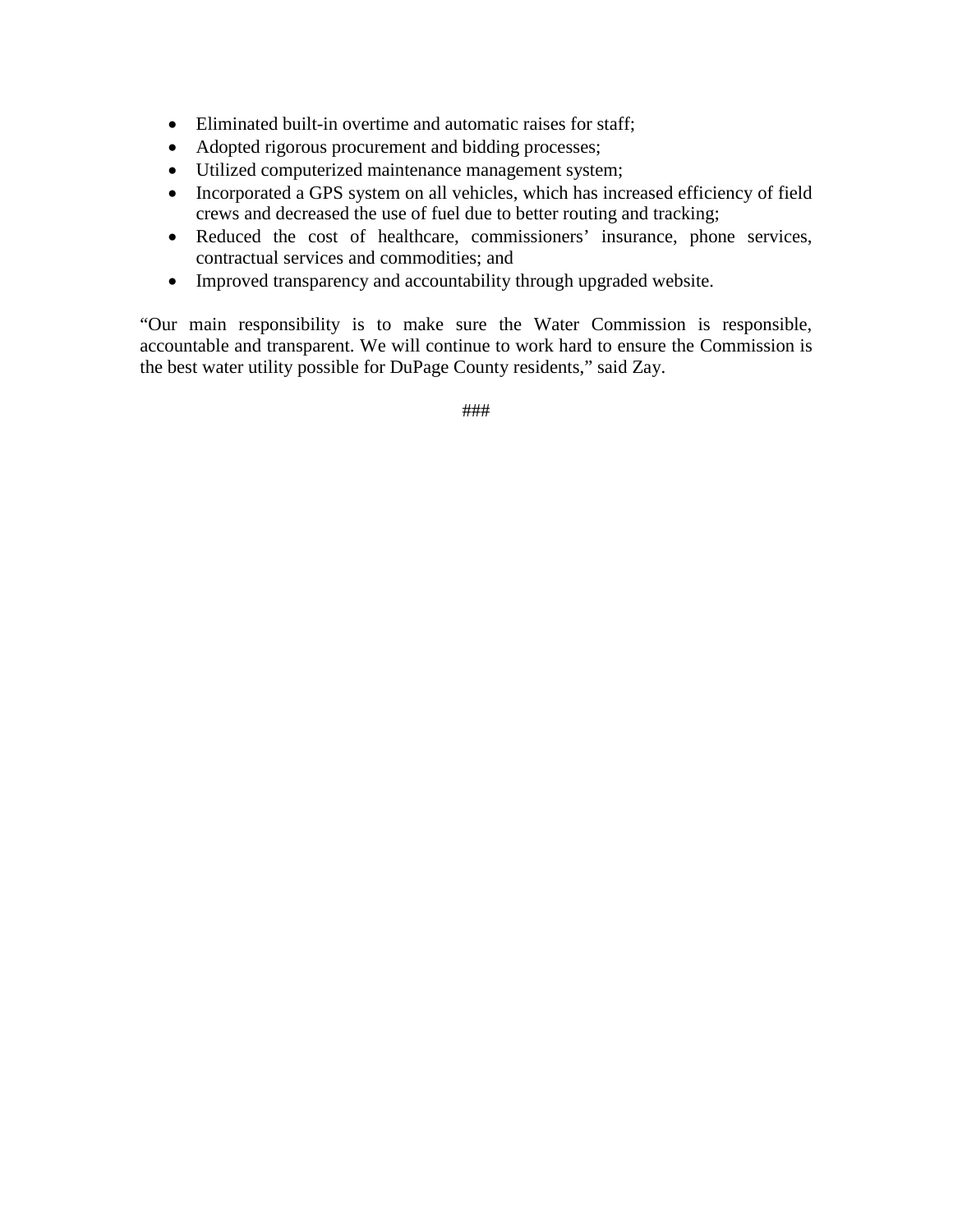- Eliminated built-in overtime and automatic raises for staff;
- Adopted rigorous procurement and bidding processes;
- Utilized computerized maintenance management system;
- Incorporated a GPS system on all vehicles, which has increased efficiency of field crews and decreased the use of fuel due to better routing and tracking;
- Reduced the cost of healthcare, commissioners' insurance, phone services, contractual services and commodities; and
- Improved transparency and accountability through upgraded website.

"Our main responsibility is to make sure the Water Commission is responsible, accountable and transparent. We will continue to work hard to ensure the Commission is the best water utility possible for DuPage County residents," said Zay.

###